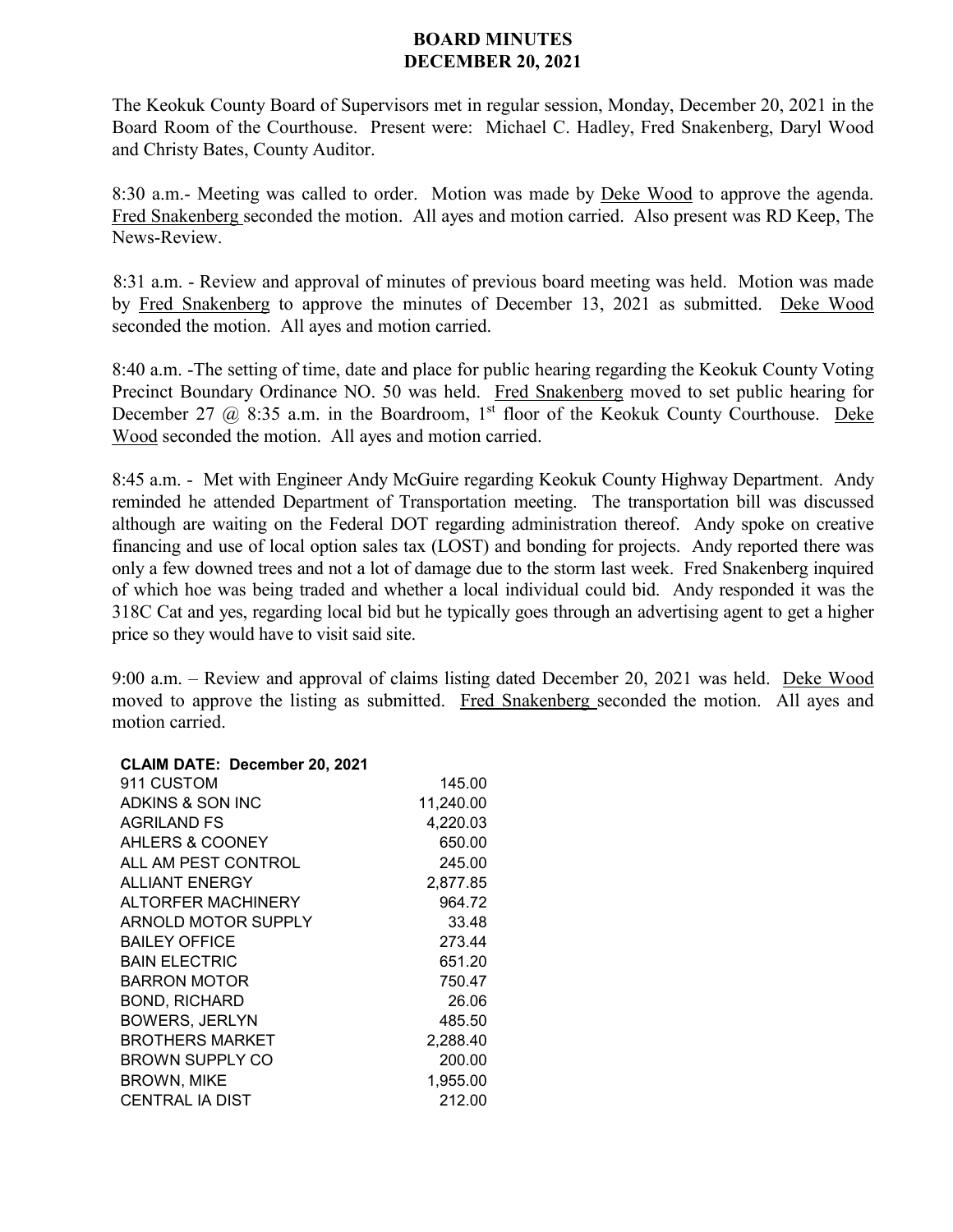# BOARD MINUTES
# DECEMBER 20, 2021

The Keokuk County Board of Supervisors met in regular session, Monday, December 20, 2021 in the Board Room of the Courthouse. Present were: Michael C. Hadley, Fred Snakenberg, Daryl Wood and Christy Bates, County Auditor.

8:30 a.m.- Meeting was called to order. Motion was made by Deke Wood to approve the agenda. Fred Snakenberg seconded the motion. All ayes and motion carried. Also present was RD Keep, The News-Review.

8:31 a.m. - Review and approval of minutes of previous board meeting was held. Motion was made by Fred Snakenberg to approve the minutes of December 13, 2021 as submitted. Deke Wood seconded the motion. All ayes and motion carried.

8:40 a.m. -The setting of time, date and place for public hearing regarding the Keokuk County Voting Precinct Boundary Ordinance NO. 50 was held. Fred Snakenberg moved to set public hearing for December 27 @ 8:35 a.m. in the Boardroom, 1st floor of the Keokuk County Courthouse. Deke Wood seconded the motion. All ayes and motion carried.

8:45 a.m. - Met with Engineer Andy McGuire regarding Keokuk County Highway Department. Andy reminded he attended Department of Transportation meeting. The transportation bill was discussed although are waiting on the Federal DOT regarding administration thereof. Andy spoke on creative financing and use of local option sales tax (LOST) and bonding for projects. Andy reported there was only a few downed trees and not a lot of damage due to the storm last week. Fred Snakenberg inquired of which hoe was being traded and whether a local individual could bid. Andy responded it was the 318C Cat and yes, regarding local bid but he typically goes through an advertising agent to get a higher price so they would have to visit said site.

9:00 a.m. – Review and approval of claims listing dated December 20, 2021 was held. Deke Wood moved to approve the listing as submitted. Fred Snakenberg seconded the motion. All ayes and motion carried.

| CLAIM DATE: December 20, 2021 | |
|---|---|
| 911 CUSTOM | 145.00 |
| ADKINS & SON INC | 11,240.00 |
| AGRILAND FS | 4,220.03 |
| AHLERS & COONEY | 650.00 |
| ALL AM PEST CONTROL | 245.00 |
| ALLIANT ENERGY | 2,877.85 |
| ALTORFER MACHINERY | 964.72 |
| ARNOLD MOTOR SUPPLY | 33.48 |
| BAILEY OFFICE | 273.44 |
| BAIN ELECTRIC | 651.20 |
| BARRON MOTOR | 750.47 |
| BOND, RICHARD | 26.06 |
| BOWERS, JERLYN | 485.50 |
| BROTHERS MARKET | 2,288.40 |
| BROWN SUPPLY CO | 200.00 |
| BROWN, MIKE | 1,955.00 |
| CENTRAL IA DIST | 212.00 |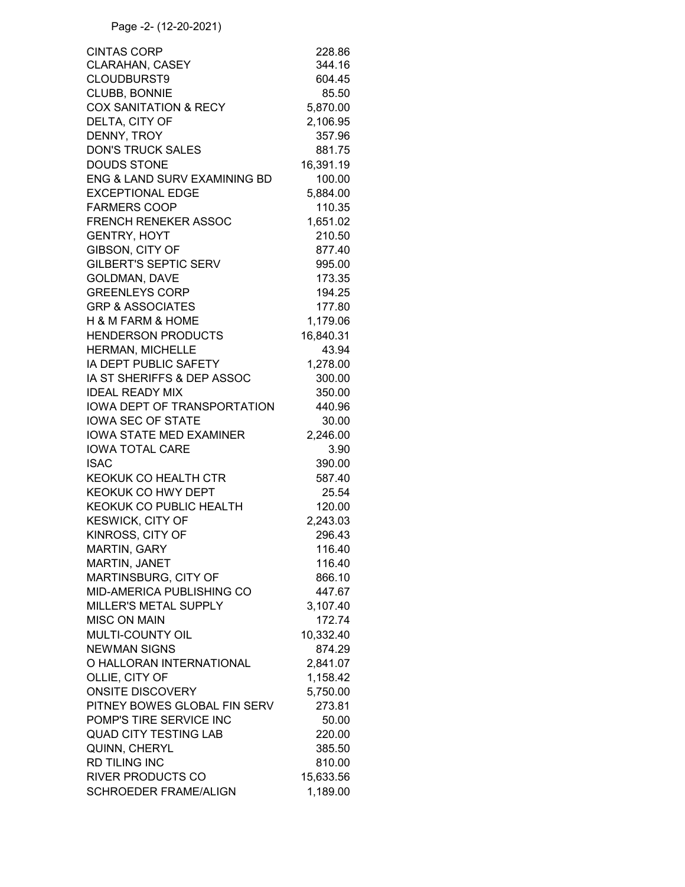| | |
|---|---|
| CINTAS CORP | 228.86 |
| CLARAHAN, CASEY | 344.16 |
| CLOUDBURST9 | 604.45 |
| CLUBB, BONNIE | 85.50 |
| COX SANITATION & RECY | 5,870.00 |
| DELTA, CITY OF | 2,106.95 |
| DENNY, TROY | 357.96 |
| DON'S TRUCK SALES | 881.75 |
| DOUDS STONE | 16,391.19 |
| ENG & LAND SURV EXAMINING BD | 100.00 |
| EXCEPTIONAL EDGE | 5,884.00 |
| FARMERS COOP | 110.35 |
| FRENCH RENEKER ASSOC | 1,651.02 |
| GENTRY, HOYT | 210.50 |
| GIBSON, CITY OF | 877.40 |
| GILBERT'S SEPTIC SERV | 995.00 |
| GOLDMAN, DAVE | 173.35 |
| GREENLEYS CORP | 194.25 |
| GRP & ASSOCIATES | 177.80 |
| H & M FARM & HOME | 1,179.06 |
| HENDERSON PRODUCTS | 16,840.31 |
| HERMAN, MICHELLE | 43.94 |
| IA DEPT PUBLIC SAFETY | 1,278.00 |
| IA ST SHERIFFS & DEP ASSOC | 300.00 |
| IDEAL READY MIX | 350.00 |
| IOWA DEPT OF TRANSPORTATION | 440.96 |
| IOWA SEC OF STATE | 30.00 |
| IOWA STATE MED EXAMINER | 2,246.00 |
| IOWA TOTAL CARE | 3.90 |
| ISAC | 390.00 |
| KEOKUK CO HEALTH CTR | 587.40 |
| KEOKUK CO HWY DEPT | 25.54 |
| KEOKUK CO PUBLIC HEALTH | 120.00 |
| KESWICK, CITY OF | 2,243.03 |
| KINROSS, CITY OF | 296.43 |
| MARTIN, GARY | 116.40 |
| MARTIN, JANET | 116.40 |
| MARTINSBURG, CITY OF | 866.10 |
| MID-AMERICA PUBLISHING CO | 447.67 |
| MILLER'S METAL SUPPLY | 3,107.40 |
| MISC ON MAIN | 172.74 |
| MULTI-COUNTY OIL | 10,332.40 |
| NEWMAN SIGNS | 874.29 |
| O HALLORAN INTERNATIONAL | 2,841.07 |
| OLLIE, CITY OF | 1,158.42 |
| ONSITE DISCOVERY | 5,750.00 |
| PITNEY BOWES GLOBAL FIN SERV | 273.81 |
| POMP'S TIRE SERVICE INC | 50.00 |
| QUAD CITY TESTING LAB | 220.00 |
| QUINN, CHERYL | 385.50 |
| RD TILING INC | 810.00 |
| RIVER PRODUCTS CO | 15,633.56 |
| SCHROEDER FRAME/ALIGN | 1,189.00 |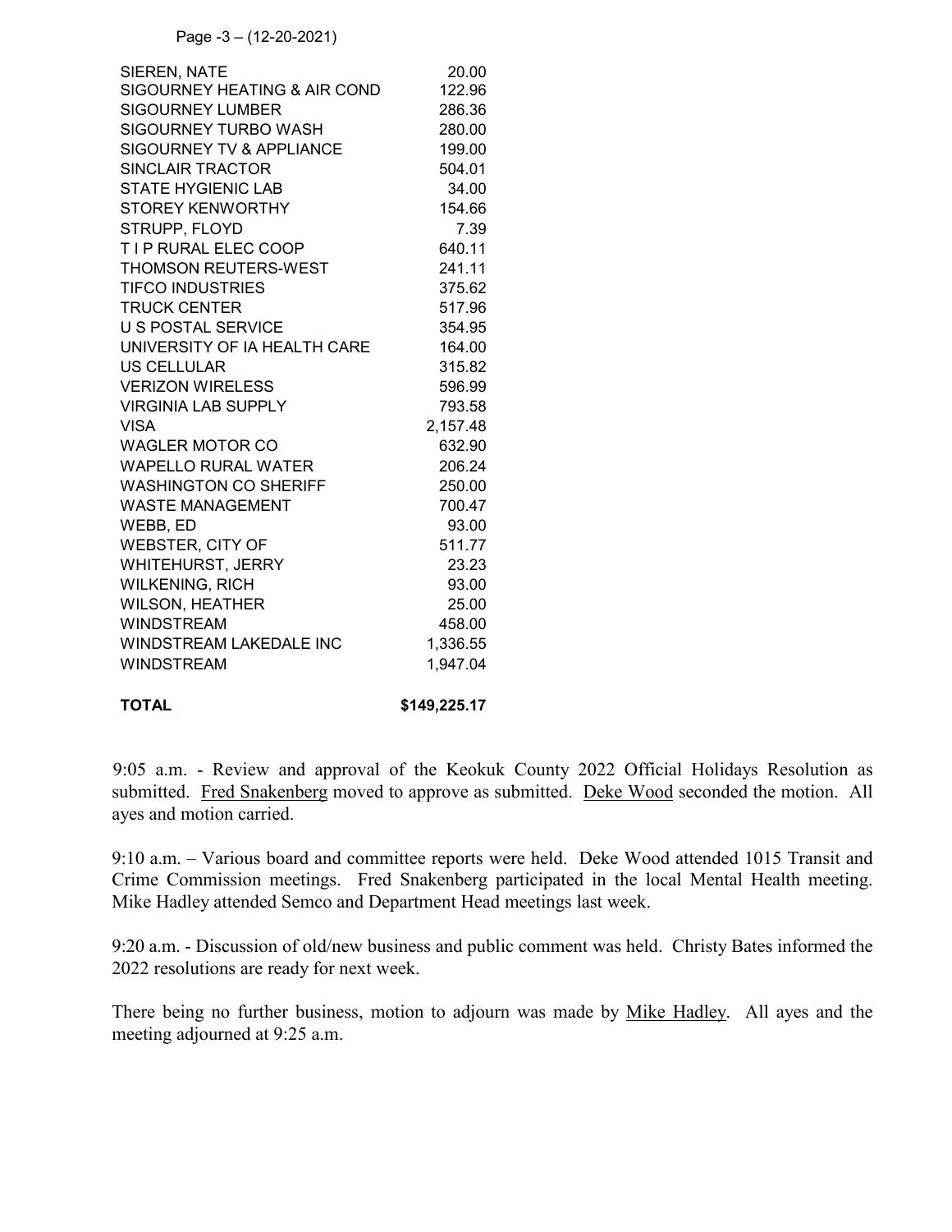Page -3 – (12-20-2021)

| | |
|---|---|
| SIEREN, NATE | 20.00 |
| SIGOURNEY HEATING & AIR COND | 122.96 |
| SIGOURNEY LUMBER | 286.36 |
| SIGOURNEY TURBO WASH | 280.00 |
| SIGOURNEY TV & APPLIANCE | 199.00 |
| SINCLAIR TRACTOR | 504.01 |
| STATE HYGIENIC LAB | 34.00 |
| STOREY KENWORTHY | 154.66 |
| STRUPP, FLOYD | 7.39 |
| T I P RURAL ELEC COOP | 640.11 |
| THOMSON REUTERS-WEST | 241.11 |
| TIFCO INDUSTRIES | 375.62 |
| TRUCK CENTER | 517.96 |
| U S POSTAL SERVICE | 354.95 |
| UNIVERSITY OF IA HEALTH CARE | 164.00 |
| US CELLULAR | 315.82 |
| VERIZON WIRELESS | 596.99 |
| VIRGINIA LAB SUPPLY | 793.58 |
| VISA | 2,157.48 |
| WAGLER MOTOR CO | 632.90 |
| WAPELLO RURAL WATER | 206.24 |
| WASHINGTON CO SHERIFF | 250.00 |
| WASTE MANAGEMENT | 700.47 |
| WEBB, ED | 93.00 |
| WEBSTER, CITY OF | 511.77 |
| WHITEHURST, JERRY | 23.23 |
| WILKENING, RICH | 93.00 |
| WILSON, HEATHER | 25.00 |
| WINDSTREAM | 458.00 |
| WINDSTREAM LAKEDALE INC | 1,336.55 |
| WINDSTREAM | 1,947.04 |
| **TOTAL** | **$149,225.17** |

9:05 a.m. - Review and approval of the Keokuk County 2022 Official Holidays Resolution as submitted. Fred Snakenberg moved to approve as submitted. Deke Wood seconded the motion. All ayes and motion carried.

9:10 a.m. – Various board and committee reports were held. Deke Wood attended 1015 Transit and Crime Commission meetings. Fred Snakenberg participated in the local Mental Health meeting. Mike Hadley attended Semco and Department Head meetings last week.

9:20 a.m. - Discussion of old/new business and public comment was held. Christy Bates informed the 2022 resolutions are ready for next week.

There being no further business, motion to adjourn was made by Mike Hadley. All ayes and the meeting adjourned at 9:25 a.m.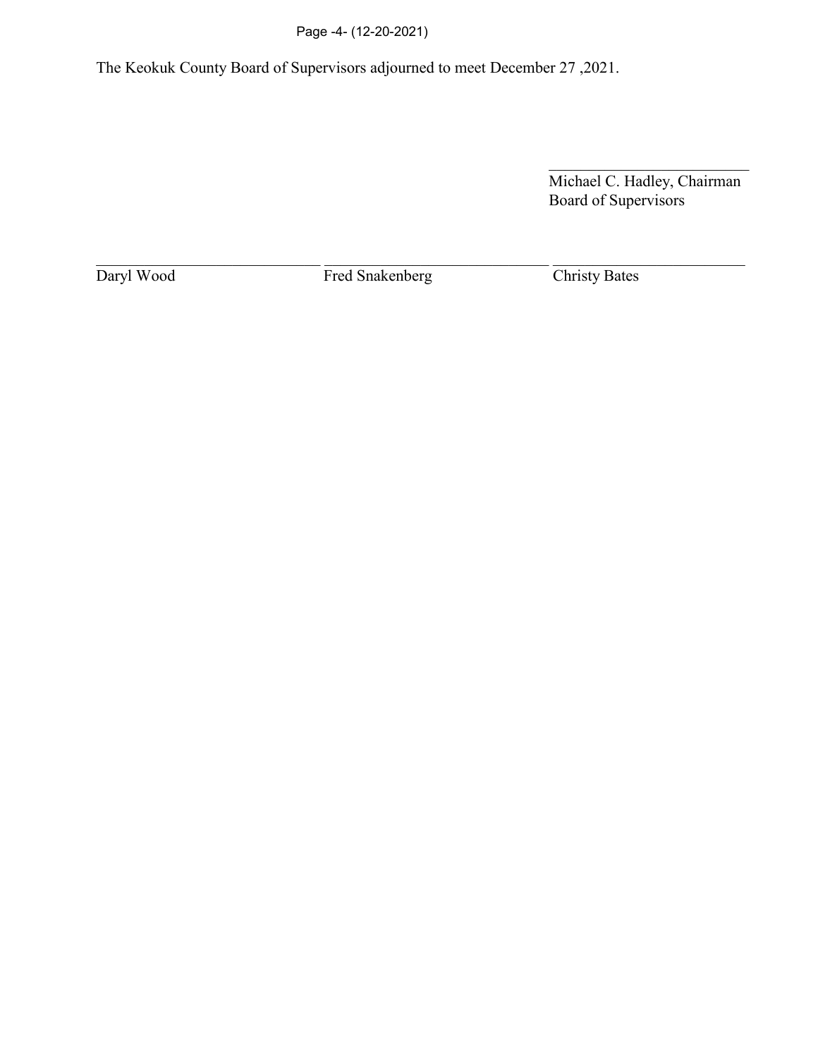The Keokuk County Board of Supervisors adjourned to meet December 27 ,2021.

\_\_\_\_\_\_\_\_\_\_\_\_\_\_\_\_\_\_\_\_\_\_\_\_\_
Michael C. Hadley, Chairman
Board of Supervisors

| | | |
|---|---|---|
| \_\_\_\_\_\_\_\_\_\_\_\_\_\_\_\_\_\_\_\_\_\_\_\_\_ | \_\_\_\_\_\_\_\_\_\_\_\_\_\_\_\_\_\_\_\_\_\_\_\_\_ | \_\_\_\_\_\_\_\_\_\_\_\_\_\_\_\_\_\_\_\_\_\_\_\_\_ |
| Daryl Wood | Fred Snakenberg | Christy Bates |